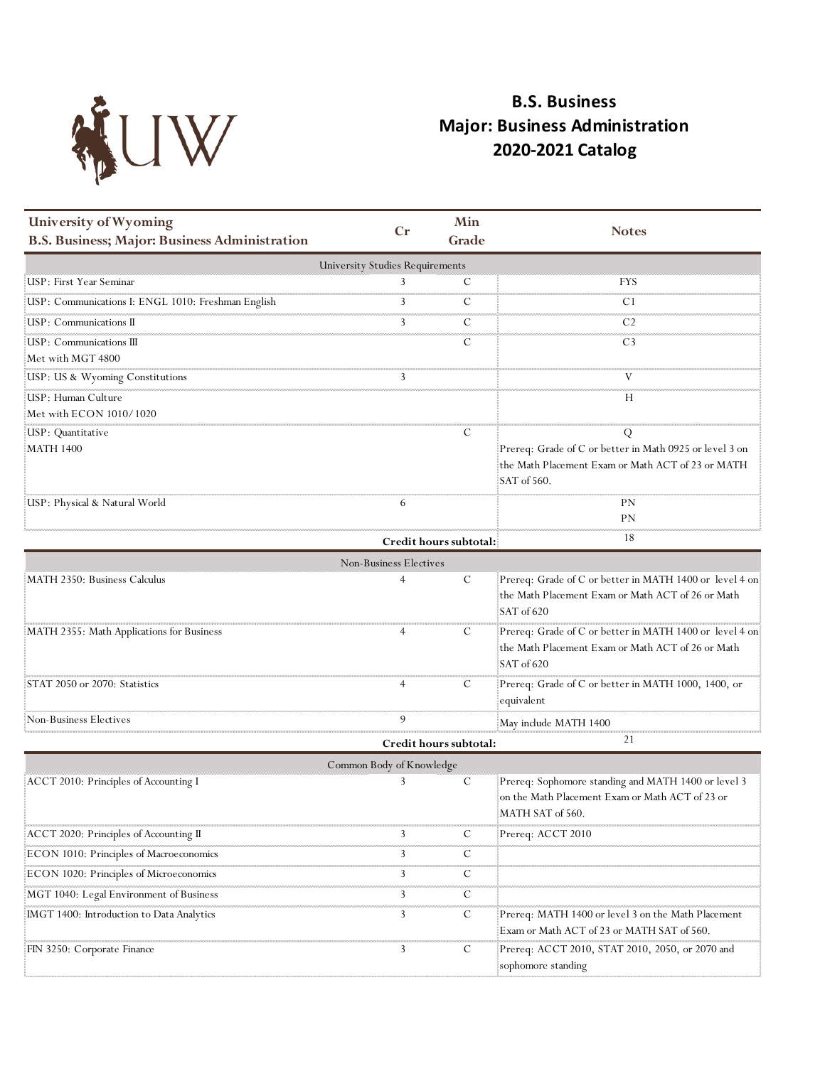# B.S. Business
# Major: Business Administration
# 2020-2021 Catalog

| University of Wyoming<br>B.S. Business; Major: Business Administration | Cr | Min Grade | Notes |
|---|---|---|---|
| University Studies Requirements | | | |
| USP: First Year Seminar | 3 | C | FYS |
| USP: Communications I: ENGL 1010: Freshman English | 3 | C | C1 |
| USP: Communications II | 3 | C | C2 |
| USP: Communications III<br>Met with MGT 4800 | | C | C3 |
| USP: US & Wyoming Constitutions | 3 | | V |
| USP: Human Culture<br>Met with ECON 1010/1020 | | | H |
| USP: Quantitative<br>MATH 1400 | | C | Q<br>Prereq: Grade of C or better in Math 0925 or level 3 on the Math Placement Exam or Math ACT of 23 or MATH SAT of 560. |
| USP: Physical & Natural World | 6 | | PN<br>PN |
| | Credit hours subtotal: | | 18 |
| Non-Business Electives | | | |
| MATH 2350: Business Calculus | 4 | C | Prereq: Grade of C or better in MATH 1400 or level 4 on the Math Placement Exam or Math ACT of 26 or Math SAT of 620 |
| MATH 2355: Math Applications for Business | 4 | C | Prereq: Grade of C or better in MATH 1400 or level 4 on the Math Placement Exam or Math ACT of 26 or Math SAT of 620 |
| STAT 2050 or 2070: Statistics | 4 | C | Prereq: Grade of C or better in MATH 1000, 1400, or equivalent |
| Non-Business Electives | 9 | | May include MATH 1400 |
| | Credit hours subtotal: | | 21 |
| Common Body of Knowledge | | | |
| ACCT 2010: Principles of Accounting I | 3 | C | Prereq: Sophomore standing and MATH 1400 or level 3 on the Math Placement Exam or Math ACT of 23 or MATH SAT of 560. |
| ACCT 2020: Principles of Accounting II | 3 | C | Prereq: ACCT 2010 |
| ECON 1010: Principles of Macroeconomics | 3 | C | |
| ECON 1020: Principles of Microeconomics | 3 | C | |
| MGT 1040: Legal Environment of Business | 3 | C | |
| IMGT 1400: Introduction to Data Analytics | 3 | C | Prereq: MATH 1400 or level 3 on the Math Placement Exam or Math ACT of 23 or MATH SAT of 560. |
| FIN 3250: Corporate Finance | 3 | C | Prereq: ACCT 2010, STAT 2010, 2050, or 2070 and sophomore standing |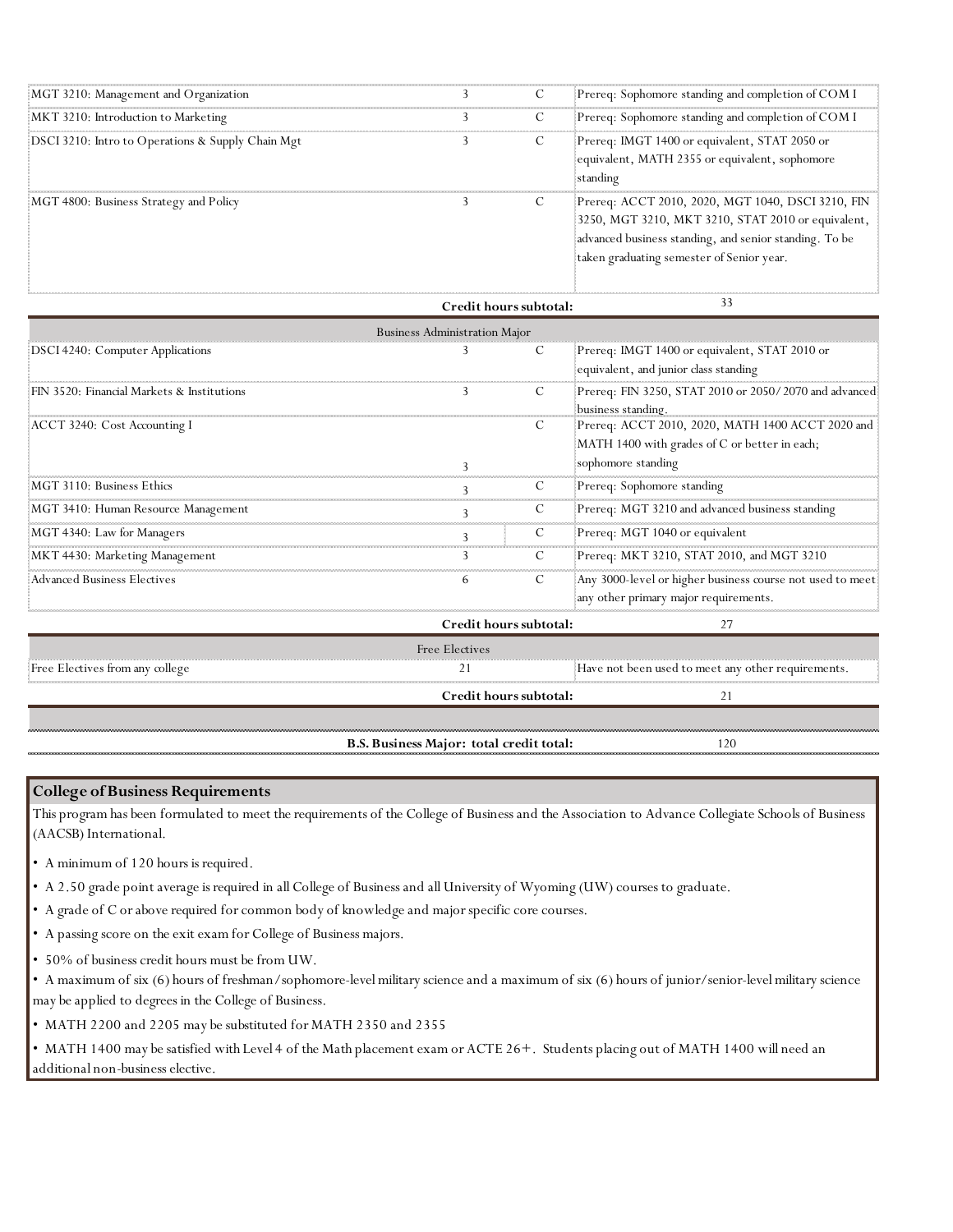| | | | |
|---|---|---|---|
| MGT 3210: Management and Organization | 3 | C | Prereq: Sophomore standing and completion of COM I |
| MKT 3210: Introduction to Marketing | 3 | C | Prereq: Sophomore standing and completion of COM I |
| DSCI 3210: Intro to Operations & Supply Chain Mgt | 3 | C | Prereq: IMGT 1400 or equivalent, STAT 2050 or equivalent, MATH 2355 or equivalent, sophomore standing |
| MGT 4800: Business Strategy and Policy | 3 | C | Prereq: ACCT 2010, 2020, MGT 1040, DSCI 3210, FIN 3250, MGT 3210, MKT 3210, STAT 2010 or equivalent, advanced business standing, and senior standing. To be taken graduating semester of Senior year. |
| | **Credit hours subtotal:** | | 33 |
| | Business Administration Major | | |
| DSCI 4240: Computer Applications | 3 | C | Prereq: IMGT 1400 or equivalent, STAT 2010 or equivalent, and junior class standing |
| FIN 3520: Financial Markets & Institutions | 3 | C | Prereq: FIN 3250, STAT 2010 or 2050/2070 and advanced business standing. |
| ACCT 3240: Cost Accounting I | 3 | C | Prereq: ACCT 2010, 2020, MATH 1400 ACCT 2020 and MATH 1400 with grades of C or better in each; sophomore standing |
| MGT 3110: Business Ethics | 3 | C | Prereq: Sophomore standing |
| MGT 3410: Human Resource Management | 3 | C | Prereq: MGT 3210 and advanced business standing |
| MGT 4340: Law for Managers | 3 | C | Prereq: MGT 1040 or equivalent |
| MKT 4430: Marketing Management | 3 | C | Prereq: MKT 3210, STAT 2010, and MGT 3210 |
| Advanced Business Electives | 6 | C | Any 3000-level or higher business course not used to meet any other primary major requirements. |
| | **Credit hours subtotal:** | | 27 |
| | Free Electives | | |
| Free Electives from any college | 21 | | Have not been used to meet any other requirements. |
| | **Credit hours subtotal:** | | 21 |
| | **B.S. Business Major: total credit total:** | | 120 |

## College of Business Requirements

This program has been formulated to meet the requirements of the College of Business and the Association to Advance Collegiate Schools of Business (AACSB) International.

- A minimum of 120 hours is required.
- A 2.50 grade point average is required in all College of Business and all University of Wyoming (UW) courses to graduate.
- A grade of C or above required for common body of knowledge and major specific core courses.
- A passing score on the exit exam for College of Business majors.
- 50% of business credit hours must be from UW.
- A maximum of six (6) hours of freshman/sophomore-level military science and a maximum of six (6) hours of junior/senior-level military science may be applied to degrees in the College of Business.
- MATH 2200 and 2205 may be substituted for MATH 2350 and 2355
- MATH 1400 may be satisfied with Level 4 of the Math placement exam or ACTE 26+. Students placing out of MATH 1400 will need an additional non-business elective.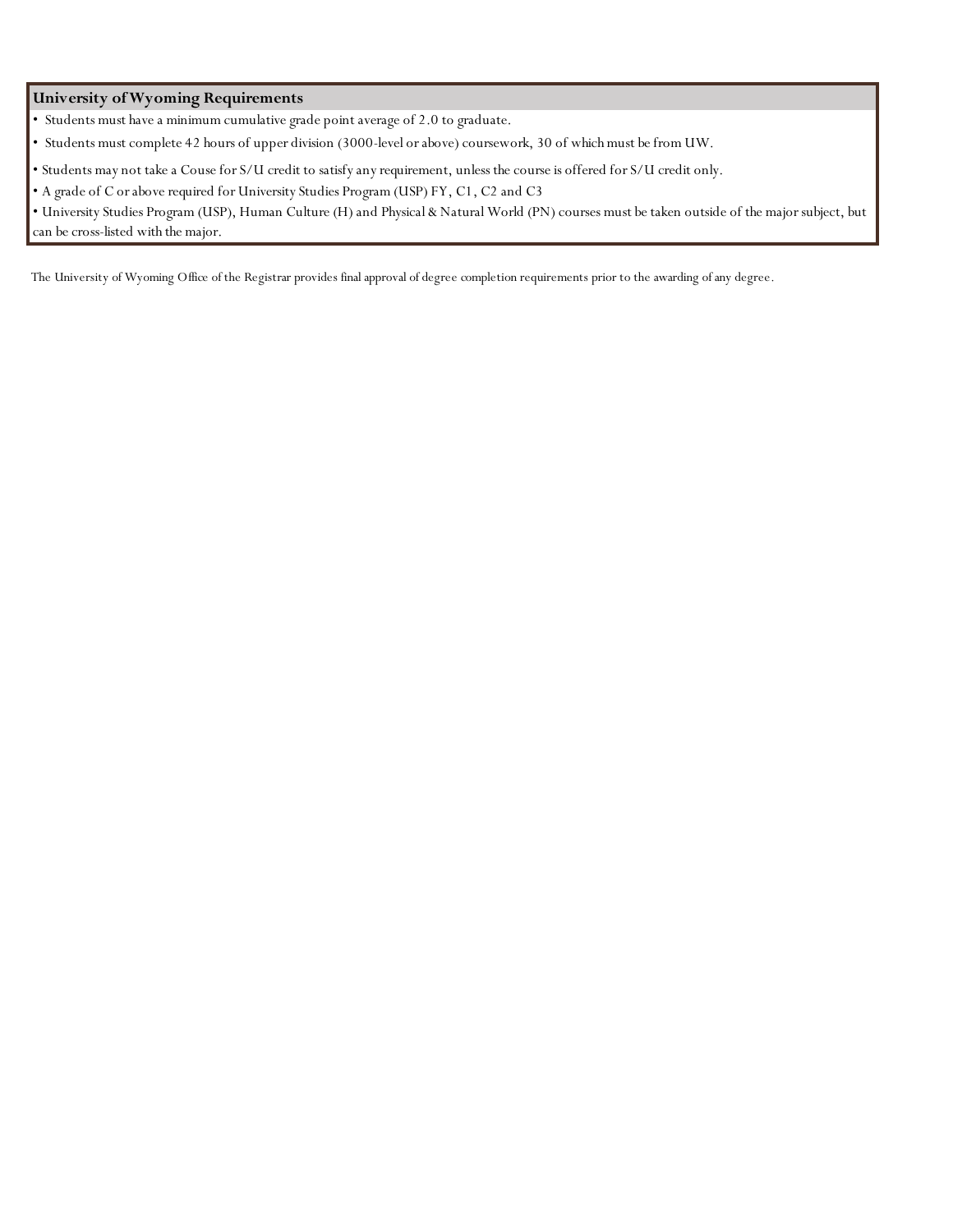## University of Wyoming Requirements

- Students must have a minimum cumulative grade point average of 2.0 to graduate.
- Students must complete 42 hours of upper division (3000-level or above) coursework, 30 of which must be from UW.
- Students may not take a Couse for S/U credit to satisfy any requirement, unless the course is offered for S/U credit only.
- A grade of C or above required for University Studies Program (USP) FY, C1, C2 and C3
- University Studies Program (USP), Human Culture (H) and Physical & Natural World (PN) courses must be taken outside of the major subject, but can be cross-listed with the major.

The University of Wyoming Office of the Registrar provides final approval of degree completion requirements prior to the awarding of any degree.